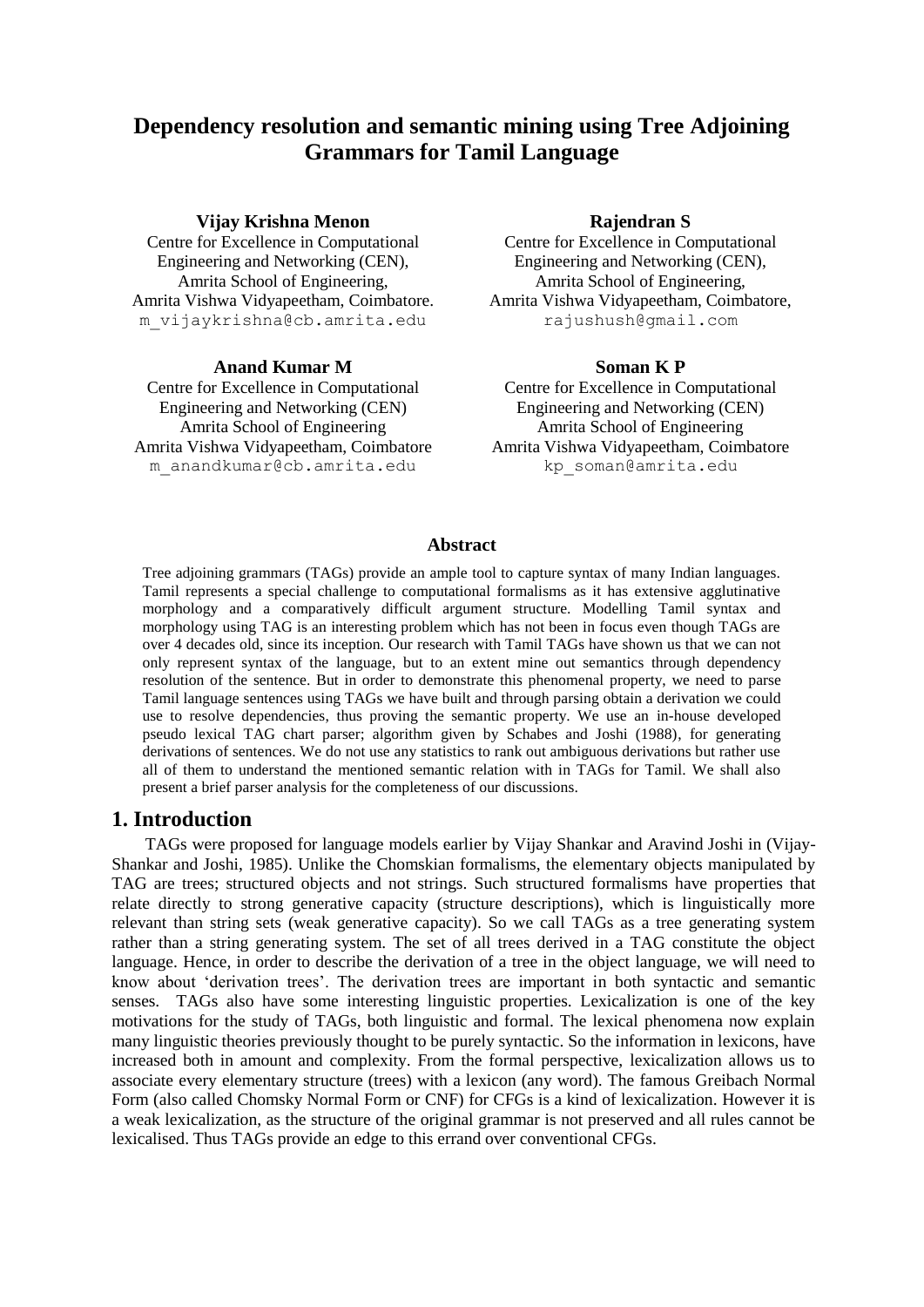# Dependency resolution and semantic mining using Tree Adjoining Grammars for Tamil Language

**Vijay Krishna Menon**
Centre for Excellence in Computational Engineering and Networking (CEN),
Amrita School of Engineering,
Amrita Vishwa Vidyapeetham, Coimbatore.
m_vijaykrishna@cb.amrita.edu

**Rajendran S**
Centre for Excellence in Computational Engineering and Networking (CEN),
Amrita School of Engineering,
Amrita Vishwa Vidyapeetham, Coimbatore,
rajushush@gmail.com

**Anand Kumar M**
Centre for Excellence in Computational Engineering and Networking (CEN)
Amrita School of Engineering
Amrita Vishwa Vidyapeetham, Coimbatore
m_anandkumar@cb.amrita.edu

**Soman K P**
Centre for Excellence in Computational Engineering and Networking (CEN)
Amrita School of Engineering
Amrita Vishwa Vidyapeetham, Coimbatore
kp_soman@amrita.edu

### Abstract

Tree adjoining grammars (TAGs) provide an ample tool to capture syntax of many Indian languages. Tamil represents a special challenge to computational formalisms as it has extensive agglutinative morphology and a comparatively difficult argument structure. Modelling Tamil syntax and morphology using TAG is an interesting problem which has not been in focus even though TAGs are over 4 decades old, since its inception. Our research with Tamil TAGs have shown us that we can not only represent syntax of the language, but to an extent mine out semantics through dependency resolution of the sentence. But in order to demonstrate this phenomenal property, we need to parse Tamil language sentences using TAGs we have built and through parsing obtain a derivation we could use to resolve dependencies, thus proving the semantic property. We use an in-house developed pseudo lexical TAG chart parser; algorithm given by Schabes and Joshi (1988), for generating derivations of sentences. We do not use any statistics to rank out ambiguous derivations but rather use all of them to understand the mentioned semantic relation with in TAGs for Tamil. We shall also present a brief parser analysis for the completeness of our discussions.

## 1. Introduction

TAGs were proposed for language models earlier by Vijay Shankar and Aravind Joshi in (Vijay-Shankar and Joshi, 1985). Unlike the Chomskian formalisms, the elementary objects manipulated by TAG are trees; structured objects and not strings. Such structured formalisms have properties that relate directly to strong generative capacity (structure descriptions), which is linguistically more relevant than string sets (weak generative capacity). So we call TAGs as a tree generating system rather than a string generating system. The set of all trees derived in a TAG constitute the object language. Hence, in order to describe the derivation of a tree in the object language, we will need to know about 'derivation trees'. The derivation trees are important in both syntactic and semantic senses. TAGs also have some interesting linguistic properties. Lexicalization is one of the key motivations for the study of TAGs, both linguistic and formal. The lexical phenomena now explain many linguistic theories previously thought to be purely syntactic. So the information in lexicons, have increased both in amount and complexity. From the formal perspective, lexicalization allows us to associate every elementary structure (trees) with a lexicon (any word). The famous Greibach Normal Form (also called Chomsky Normal Form or CNF) for CFGs is a kind of lexicalization. However it is a weak lexicalization, as the structure of the original grammar is not preserved and all rules cannot be lexicalised. Thus TAGs provide an edge to this errand over conventional CFGs.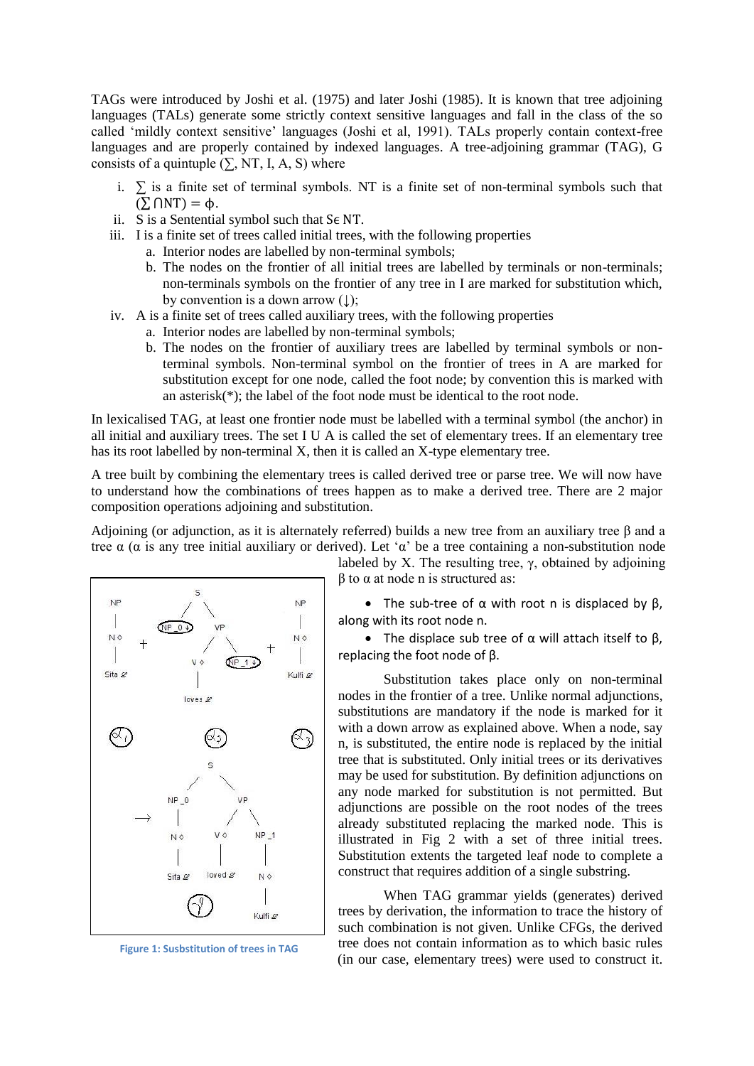TAGs were introduced by Joshi et al. (1975) and later Joshi (1985). It is known that tree adjoining languages (TALs) generate some strictly context sensitive languages and fall in the class of the so called 'mildly context sensitive' languages (Joshi et al, 1991). TALs properly contain context-free languages and are properly contained by indexed languages. A tree-adjoining grammar (TAG), G consists of a quintuple ($\sum$, NT, I, A, S) where

i. $\sum$ is a finite set of terminal symbols. NT is a finite set of non-terminal symbols such that $(\sum \cap \text{NT}) = \phi$.
ii. S is a Sentential symbol such that S$\epsilon$ NT.
iii. I is a finite set of trees called initial trees, with the following properties
   a. Interior nodes are labelled by non-terminal symbols;
   b. The nodes on the frontier of all initial trees are labelled by terminals or non-terminals; non-terminals symbols on the frontier of any tree in I are marked for substitution which, by convention is a down arrow (↓);
iv. A is a finite set of trees called auxiliary trees, with the following properties
   a. Interior nodes are labelled by non-terminal symbols;
   b. The nodes on the frontier of auxiliary trees are labelled by terminal symbols or non-terminal symbols. Non-terminal symbol on the frontier of trees in A are marked for substitution except for one node, called the foot node; by convention this is marked with an asterisk(*); the label of the foot node must be identical to the root node.

In lexicalised TAG, at least one frontier node must be labelled with a terminal symbol (the anchor) in all initial and auxiliary trees. The set I U A is called the set of elementary trees. If an elementary tree has its root labelled by non-terminal X, then it is called an X-type elementary tree.

A tree built by combining the elementary trees is called derived tree or parse tree. We will now have to understand how the combinations of trees happen as to make a derived tree. There are 2 major composition operations adjoining and substitution.

Adjoining (or adjunction, as it is alternately referred) builds a new tree from an auxiliary tree β and a tree α (α is any tree initial auxiliary or derived). Let 'α' be a tree containing a non-substitution node labeled by X. The resulting tree, γ, obtained by adjoining β to α at node n is structured as:

- The sub-tree of α with root n is displaced by β, along with its root node n.
- The displace sub tree of α will attach itself to β, replacing the foot node of β.

Figure 1: Susbstitution of trees in TAG

Substitution takes place only on non-terminal nodes in the frontier of a tree. Unlike normal adjunctions, substitutions are mandatory if the node is marked for it with a down arrow as explained above. When a node, say n, is substituted, the entire node is replaced by the initial tree that is substituted. Only initial trees or its derivatives may be used for substitution. By definition adjunctions on any node marked for substitution is not permitted. But adjunctions are possible on the root nodes of the trees already substituted replacing the marked node. This is illustrated in Fig 2 with a set of three initial trees. Substitution extents the targeted leaf node to complete a construct that requires addition of a single substring.

When TAG grammar yields (generates) derived trees by derivation, the information to trace the history of such combination is not given. Unlike CFGs, the derived tree does not contain information as to which basic rules (in our case, elementary trees) were used to construct it.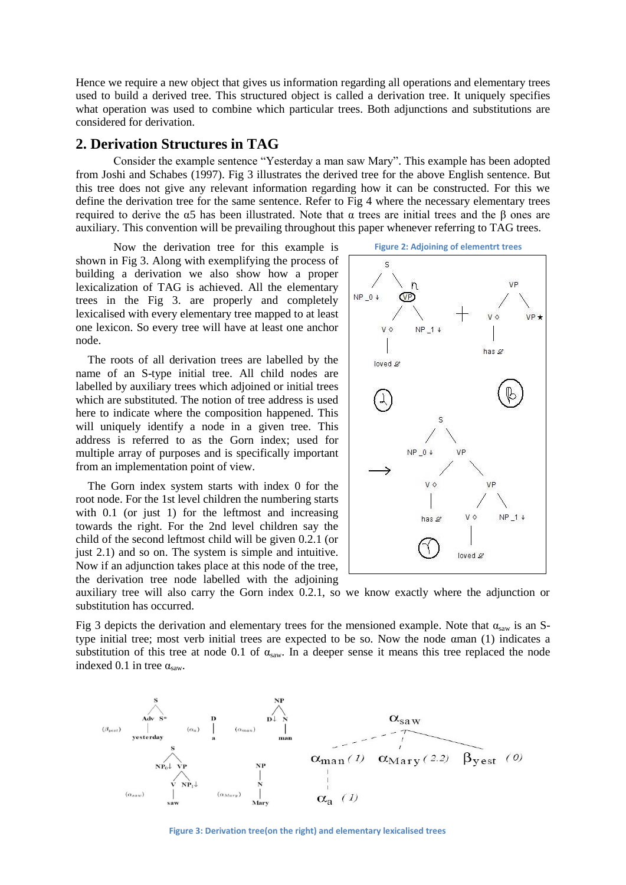Hence we require a new object that gives us information regarding all operations and elementary trees used to build a derived tree. This structured object is called a derivation tree. It uniquely specifies what operation was used to combine which particular trees. Both adjunctions and substitutions are considered for derivation.

## 2. Derivation Structures in TAG

Consider the example sentence “Yesterday a man saw Mary”. This example has been adopted from Joshi and Schabes (1997). Fig 3 illustrates the derived tree for the above English sentence. But this tree does not give any relevant information regarding how it can be constructed. For this we define the derivation tree for the same sentence. Refer to Fig 4 where the necessary elementary trees required to derive the α5 has been illustrated. Note that α trees are initial trees and the β ones are auxiliary. This convention will be prevailing throughout this paper whenever referring to TAG trees.

Now the derivation tree for this example is shown in Fig 3. Along with exemplifying the process of building a derivation we also show how a proper lexicalization of TAG is achieved. All the elementary trees in the Fig 3. are properly and completely lexicalised with every elementary tree mapped to at least one lexicon. So every tree will have at least one anchor node.

Figure 2: Adjoining of elementrt trees

The roots of all derivation trees are labelled by the name of an S-type initial tree. All child nodes are labelled by auxiliary trees which adjoined or initial trees which are substituted. The notion of tree address is used here to indicate where the composition happened. This will uniquely identify a node in a given tree. This address is referred to as the Gorn index; used for multiple array of purposes and is specifically important from an implementation point of view.

The Gorn index system starts with index 0 for the root node. For the 1st level children the numbering starts with 0.1 (or just 1) for the leftmost and increasing towards the right. For the 2nd level children say the child of the second leftmost child will be given 0.2.1 (or just 2.1) and so on. The system is simple and intuitive. Now if an adjunction takes place at this node of the tree, the derivation tree node labelled with the adjoining auxiliary tree will also carry the Gorn index 0.2.1, so we know exactly where the adjunction or substitution has occurred.

Fig 3 depicts the derivation and elementary trees for the mensioned example. Note that $\alpha_{saw}$ is an S-type initial tree; most verb initial trees are expected to be so. Now the node αman (1) indicates a substitution of this tree at node 0.1 of $\alpha_{saw}$. In a deeper sense it means this tree replaced the node indexed 0.1 in tree $\alpha_{saw}$.

Figure 3: Derivation tree(on the right) and elementary lexicalised trees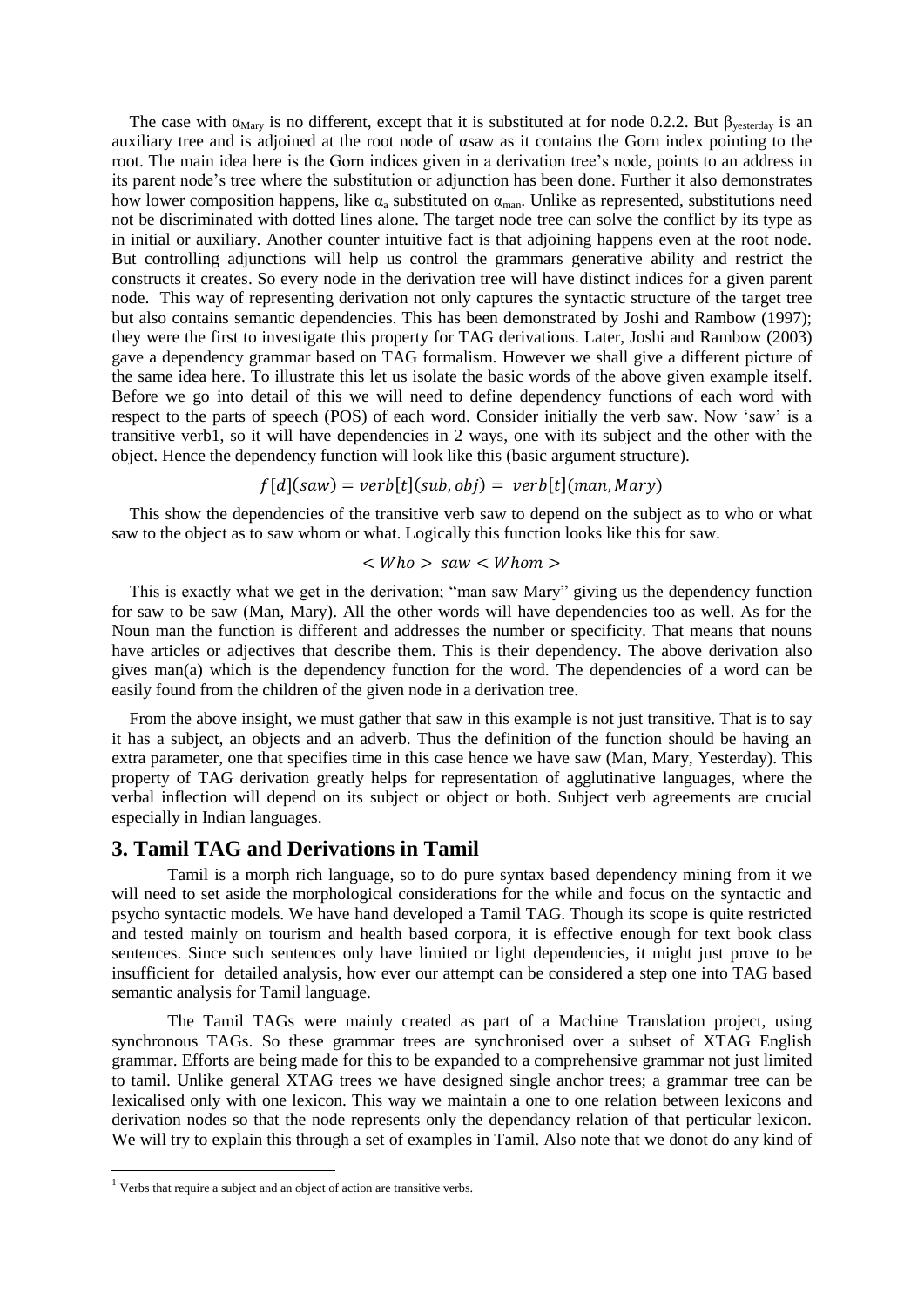The case with $\alpha_{Mary}$ is no different, except that it is substituted at for node 0.2.2. But $\beta_{yesterday}$ is an auxiliary tree and is adjoined at the root node of αsaw as it contains the Gorn index pointing to the root. The main idea here is the Gorn indices given in a derivation tree's node, points to an address in its parent node's tree where the substitution or adjunction has been done. Further it also demonstrates how lower composition happens, like $\alpha_a$ substituted on $\alpha_{man}$. Unlike as represented, substitutions need not be discriminated with dotted lines alone. The target node tree can solve the conflict by its type as in initial or auxiliary. Another counter intuitive fact is that adjoining happens even at the root node. But controlling adjunctions will help us control the grammars generative ability and restrict the constructs it creates. So every node in the derivation tree will have distinct indices for a given parent node. This way of representing derivation not only captures the syntactic structure of the target tree but also contains semantic dependencies. This has been demonstrated by Joshi and Rambow (1997); they were the first to investigate this property for TAG derivations. Later, Joshi and Rambow (2003) gave a dependency grammar based on TAG formalism. However we shall give a different picture of the same idea here. To illustrate this let us isolate the basic words of the above given example itself. Before we go into detail of this we will need to define dependency functions of each word with respect to the parts of speech (POS) of each word. Consider initially the verb saw. Now 'saw' is a transitive verb[1], so it will have dependencies in 2 ways, one with its subject and the other with the object. Hence the dependency function will look like this (basic argument structure).

$$f[d](saw) = verb[t](sub, obj) = verb[t](man, Mary)$$

This show the dependencies of the transitive verb saw to depend on the subject as to who or what saw to the object as to saw whom or what. Logically this function looks like this for saw.

$$< Who > \ saw < Whom >$$

This is exactly what we get in the derivation; "man saw Mary" giving us the dependency function for saw to be saw (Man, Mary). All the other words will have dependencies too as well. As for the Noun man the function is different and addresses the number or specificity. That means that nouns have articles or adjectives that describe them. This is their dependency. The above derivation also gives man(a) which is the dependency function for the word. The dependencies of a word can be easily found from the children of the given node in a derivation tree.

From the above insight, we must gather that saw in this example is not just transitive. That is to say it has a subject, an objects and an adverb. Thus the definition of the function should be having an extra parameter, one that specifies time in this case hence we have saw (Man, Mary, Yesterday). This property of TAG derivation greatly helps for representation of agglutinative languages, where the verbal inflection will depend on its subject or object or both. Subject verb agreements are crucial especially in Indian languages.

## 3. Tamil TAG and Derivations in Tamil

Tamil is a morph rich language, so to do pure syntax based dependency mining from it we will need to set aside the morphological considerations for the while and focus on the syntactic and psycho syntactic models. We have hand developed a Tamil TAG. Though its scope is quite restricted and tested mainly on tourism and health based corpora, it is effective enough for text book class sentences. Since such sentences only have limited or light dependencies, it might just prove to be insufficient for detailed analysis, how ever our attempt can be considered a step one into TAG based semantic analysis for Tamil language.

The Tamil TAGs were mainly created as part of a Machine Translation project, using synchronous TAGs. So these grammar trees are synchronised over a subset of XTAG English grammar. Efforts are being made for this to be expanded to a comprehensive grammar not just limited to tamil. Unlike general XTAG trees we have designed single anchor trees; a grammar tree can be lexicalised only with one lexicon. This way we maintain a one to one relation between lexicons and derivation nodes so that the node represents only the dependancy relation of that perticular lexicon. We will try to explain this through a set of examples in Tamil. Also note that we donot do any kind of

[1] Verbs that require a subject and an object of action are transitive verbs.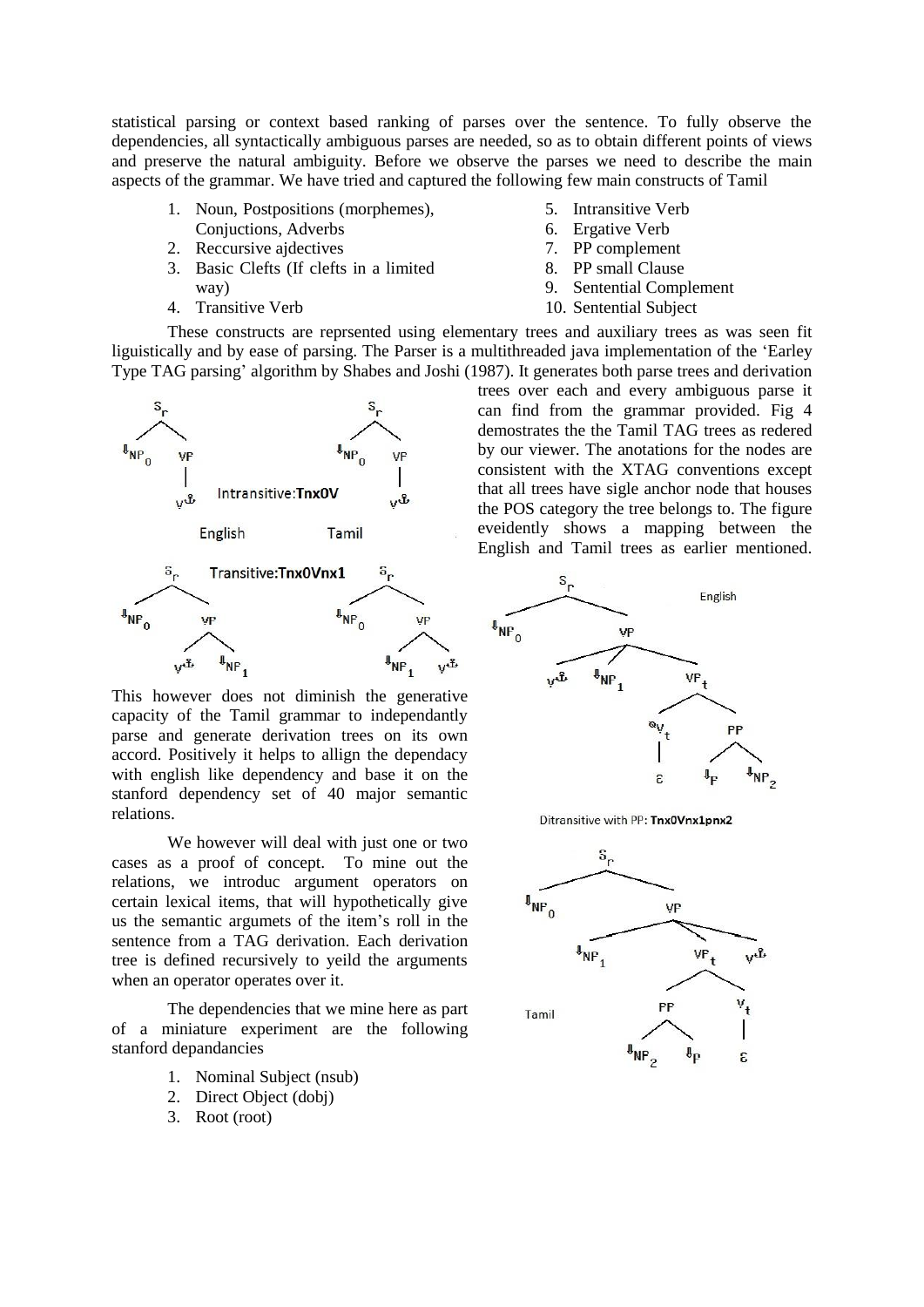statistical parsing or context based ranking of parses over the sentence. To fully observe the dependencies, all syntactically ambiguous parses are needed, so as to obtain different points of views and preserve the natural ambiguity. Before we observe the parses we need to describe the main aspects of the grammar. We have tried and captured the following few main constructs of Tamil

1. Noun, Postpositions (morphemes), Conjuctions, Adverbs
2. Reccursive ajdectives
3. Basic Clefts (If clefts in a limited way)
4. Transitive Verb
5. Intransitive Verb
6. Ergative Verb
7. PP complement
8. PP small Clause
9. Sentential Complement
10. Sentential Subject

These constructs are reprsented using elementary trees and auxiliary trees as was seen fit liguistically and by ease of parsing. The Parser is a multithreaded java implementation of the 'Earley Type TAG parsing' algorithm by Shabes and Joshi (1987). It generates both parse trees and derivation trees over each and every ambiguous parse it can find from the grammar provided. Fig 4 demostrates the the Tamil TAG trees as redered by our viewer. The anotations for the nodes are consistent with the XTAG conventions except that all trees have sigle anchor node that houses the POS category the tree belongs to. The figure eveidently shows a mapping between the English and Tamil trees as earlier mentioned.

Intransitive: **Tnx0V**

English Tamil

Transitive: **Tnx0Vnx1**

Ditransitive with PP: **Tnx0Vnx1pnx2**

English

Tamil

This however does not diminish the generative capacity of the Tamil grammar to independantly parse and generate derivation trees on its own accord. Positively it helps to allign the dependacy with english like dependency and base it on the stanford dependency set of 40 major semantic relations.

We however will deal with just one or two cases as a proof of concept. To mine out the relations, we introduc argument operators on certain lexical items, that will hypothetically give us the semantic argumets of the item's roll in the sentence from a TAG derivation. Each derivation tree is defined recursively to yeild the arguments when an operator operates over it.

The dependencies that we mine here as part of a miniature experiment are the following stanford depandancies

1. Nominal Subject (nsub)
2. Direct Object (dobj)
3. Root (root)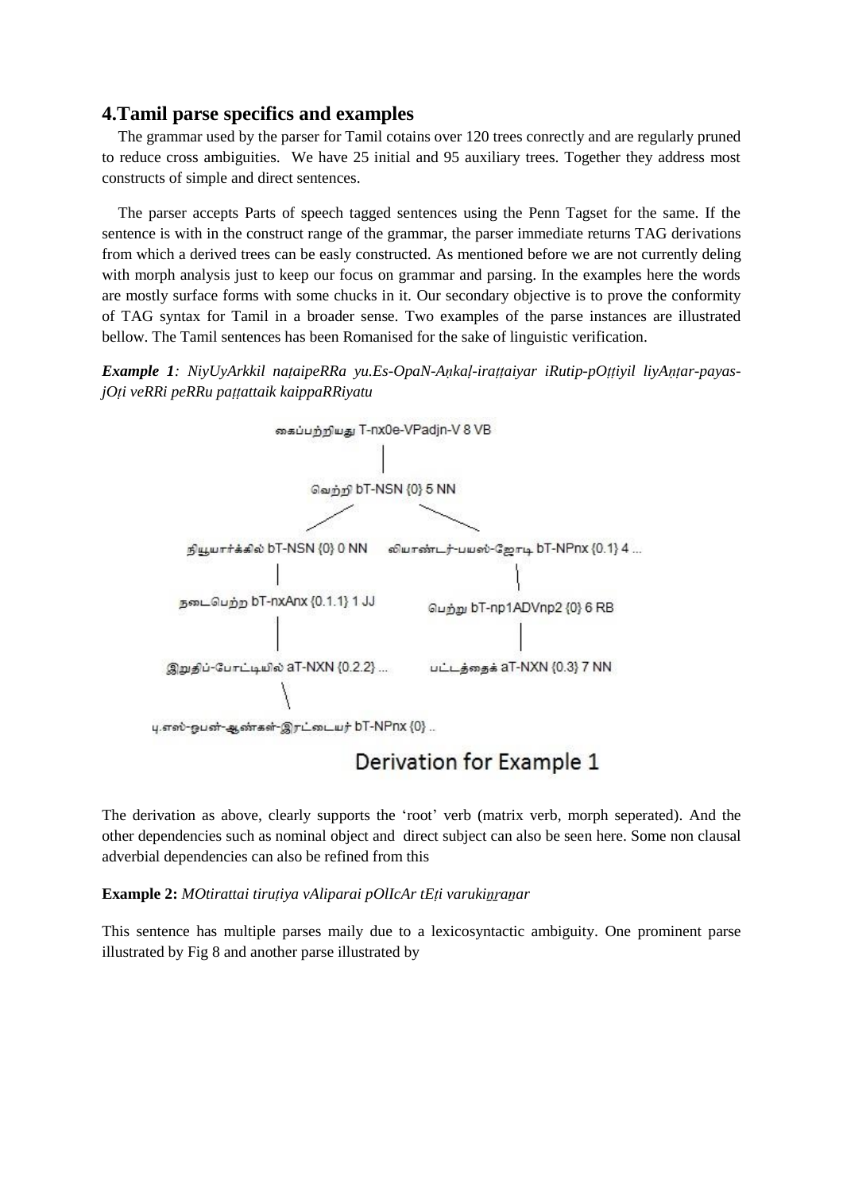# 4.Tamil parse specifics and examples

The grammar used by the parser for Tamil cotains over 120 trees conrectly and are regularly pruned to reduce cross ambiguities. We have 25 initial and 95 auxiliary trees. Together they address most constructs of simple and direct sentences.

The parser accepts Parts of speech tagged sentences using the Penn Tagset for the same. If the sentence is with in the construct range of the grammar, the parser immediate returns TAG derivations from which a derived trees can be easly constructed. As mentioned before we are not currently deling with morph analysis just to keep our focus on grammar and parsing. In the examples here the words are mostly surface forms with some chucks in it. Our secondary objective is to prove the conformity of TAG syntax for Tamil in a broader sense. Two examples of the parse instances are illustrated bellow. The Tamil sentences has been Romanised for the sake of linguistic verification.

***Example 1**: NiyUyArkkil naṭaipeRRa yu.Es-OpaN-Aṇkaḷ-iraṭṭaiyar iRutip-pOṭṭiyil liyAṇṭar-payas-jOṭi veRRi peRRu paṭṭattaik kaippaRRiyatu*

கைப்பற்றியது T-nx0e-VPadjn-V 8 VB

வெற்றி bT-NSN {0} 5 NN

நியூயார்க்கில் bT-NSN {0} 0 NN    லியாண்டர்-பயஸ்-ஜோடி bT-NPnx {0.1} 4 ...

நடைபெற்ற bT-nxAnx {0.1.1} 1 JJ    பெற்று bT-np1ADVnp2 {0} 6 RB

இறுதிப்-போட்டியில் aT-NXN {0.2.2} ...    பட்டத்தைக் aT-NXN {0.3} 7 NN

யு.எஸ்-ஓபன்-ஆண்கள்-இரட்டையர் bT-NPnx {0} ..

Derivation for Example 1

The derivation as above, clearly supports the 'root' verb (matrix verb, morph seperated). And the other dependencies such as nominal object and direct subject can also be seen here. Some non clausal adverbial dependencies can also be refined from this

**Example 2:** *MOtirattai tiruṭiya vAliparai pOlIcAr tEṭi varukiṉṟaṉar*

This sentence has multiple parses maily due to a lexicosyntactic ambiguity. One prominent parse illustrated by Fig 8 and another parse illustrated by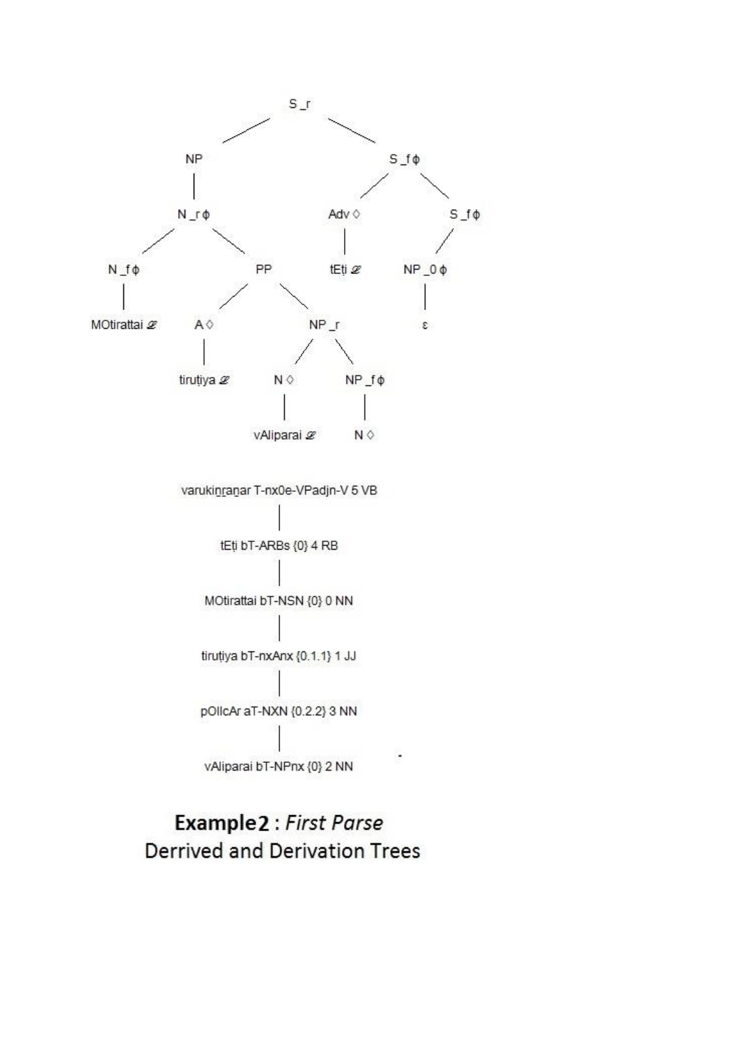```
                                S_r
                 ┌───────────────┴───────────────┐
                 NP                             S_fφ
                 │                     ┌─────────┴─────────┐
                N_rφ                  Adv◇                S_fφ
        ┌────────┴────────┐            │                   │
       N_fφ               PP         tEṭi ℒ              NP_0φ
        │           ┌─────┴─────┐                          │
  MOtirattai ℒ      A◇         NP_r                        ε
                    │       ┌───┴───┐
              tiruṭiya ℒ    N◇     NP_fφ
                            │       │
                     vAliparai ℒ    N◇
```

```
varukinṟaṉar T-nx0e-VPadjn-V 5 VB
        │
tEṭi bT-ARBs {0} 4 RB
        │
MOtirattai bT-NSN {0} 0 NN
        │
tiruṭiya bT-nxAnx {0.1.1} 1 JJ
        │
pOlIcAr aT-NXN {0.2.2} 3 NN
        │
vAliparai bT-NPnx {0} 2 NN
```

**Example2** : *First Parse*
Derrived and Derivation Trees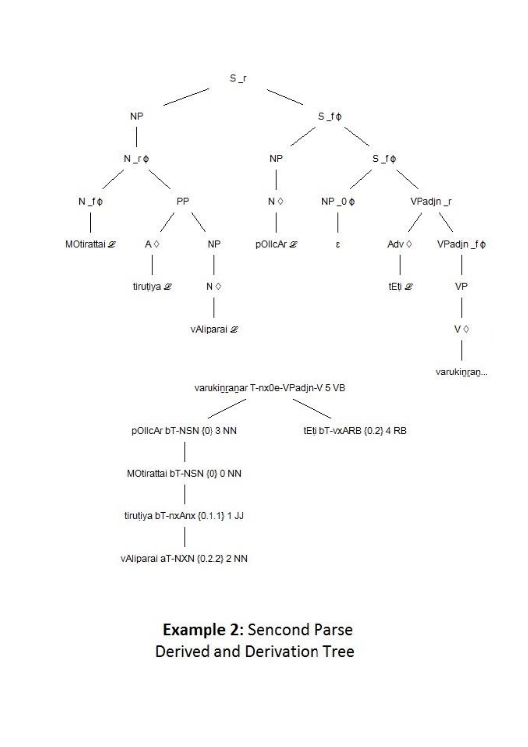```
S_r
├── NP
│   └── N_rϕ
│       ├── N_fϕ
│       │   └── MOtirattai 𝒵
│       └── PP
│           ├── A◇
│           │   └── tiruṭiya 𝒵
│           └── NP
│               └── N◇
│                   └── vAliparai 𝒵
└── S_fϕ
    ├── NP
    │   └── N◇
    │       └── pOlIcAr 𝒵
    └── S_fϕ
        ├── NP_0ϕ
        │   └── ε
        └── VPadjn_r
            ├── Adv◇
            │   └── tEṭi 𝒵
            └── VPadjn_fϕ
                └── VP
                    └── V◇
                        └── varukiṉṟaṉ...
```

```
varukiṉṟaṉar T-nx0e-VPadjn-V 5 VB
├── pOlIcAr bT-NSN {0} 3 NN
│   └── MOtirattai bT-NSN {0} 0 NN
│       └── tiruṭiya bT-nxAnx {0.1.1} 1 JJ
│           └── vAliparai aT-NXN {0.2.2} 2 NN
└── tEṭi bT-vxARB {0.2} 4 RB
```

**Example 2:** Sencond Parse
Derived and Derivation Tree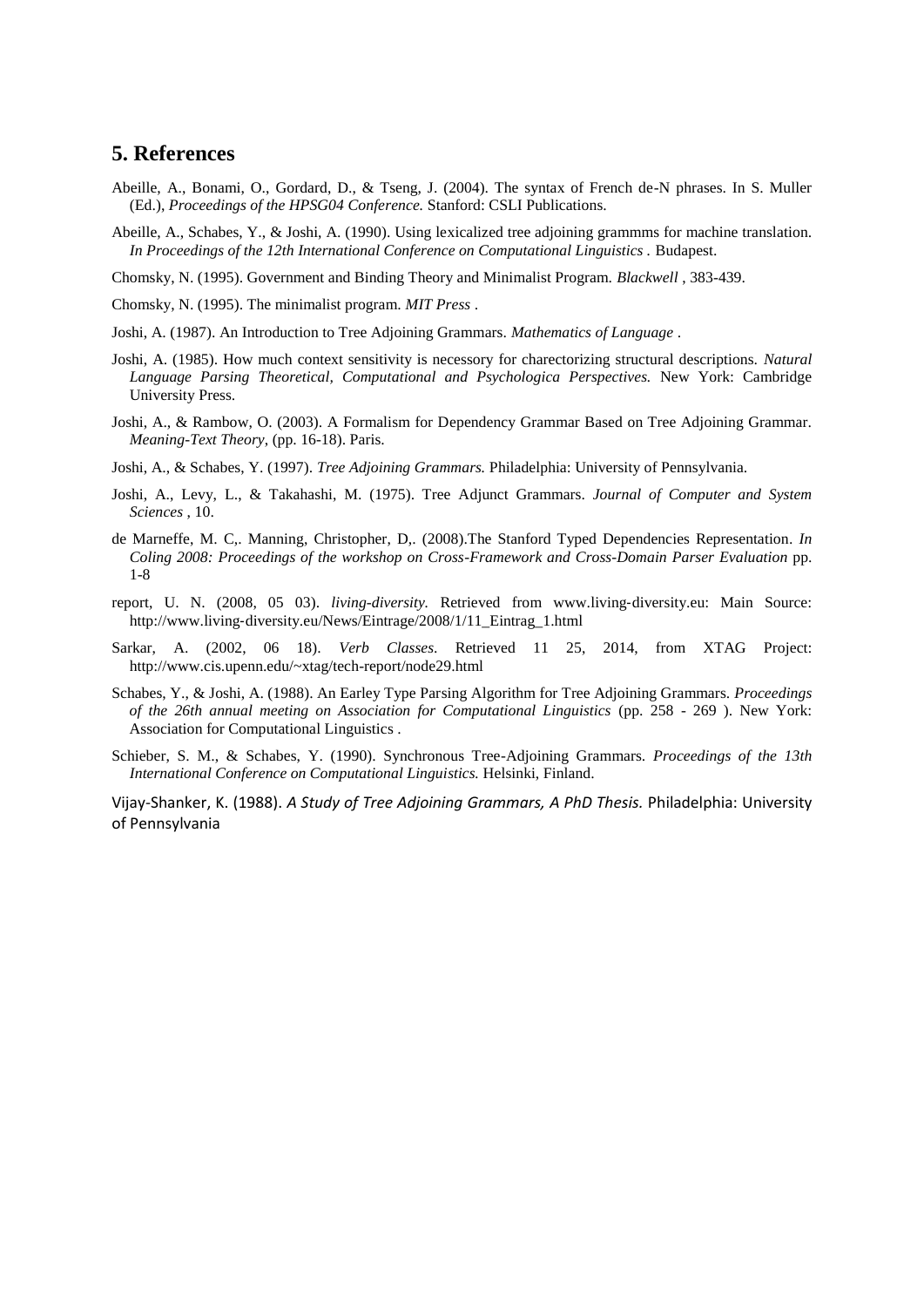## 5. References

Abeille, A., Bonami, O., Gordard, D., & Tseng, J. (2004). The syntax of French de-N phrases. In S. Muller (Ed.), *Proceedings of the HPSG04 Conference.* Stanford: CSLI Publications.

Abeille, A., Schabes, Y., & Joshi, A. (1990). Using lexicalized tree adjoining grammms for machine translation. *In Proceedings of the 12th International Conference on Computational Linguistics* . Budapest.

Chomsky, N. (1995). Government and Binding Theory and Minimalist Program. *Blackwell* , 383-439.

Chomsky, N. (1995). The minimalist program. *MIT Press* .

Joshi, A. (1987). An Introduction to Tree Adjoining Grammars. *Mathematics of Language* .

Joshi, A. (1985). How much context sensitivity is necessory for charectorizing structural descriptions. *Natural Language Parsing Theoretical, Computational and Psychologica Perspectives.* New York: Cambridge University Press.

Joshi, A., & Rambow, O. (2003). A Formalism for Dependency Grammar Based on Tree Adjoining Grammar. *Meaning-Text Theory*, (pp. 16-18). Paris.

Joshi, A., & Schabes, Y. (1997). *Tree Adjoining Grammars.* Philadelphia: University of Pennsylvania.

Joshi, A., Levy, L., & Takahashi, M. (1975). Tree Adjunct Grammars. *Journal of Computer and System Sciences* , 10.

de Marneffe, M. C,. Manning, Christopher, D,. (2008).The Stanford Typed Dependencies Representation. *In Coling 2008: Proceedings of the workshop on Cross-Framework and Cross-Domain Parser Evaluation* pp. 1-8

report, U. N. (2008, 05 03). *living-diversity.* Retrieved from www.living-diversity.eu: Main Source: http://www.living-diversity.eu/News/Eintrage/2008/1/11_Eintrag_1.html

Sarkar, A. (2002, 06 18). *Verb Classes*. Retrieved 11 25, 2014, from XTAG Project: http://www.cis.upenn.edu/~xtag/tech-report/node29.html

Schabes, Y., & Joshi, A. (1988). An Earley Type Parsing Algorithm for Tree Adjoining Grammars. *Proceedings of the 26th annual meeting on Association for Computational Linguistics* (pp. 258 - 269 ). New York: Association for Computational Linguistics .

Schieber, S. M., & Schabes, Y. (1990). Synchronous Tree-Adjoining Grammars. *Proceedings of the 13th International Conference on Computational Linguistics.* Helsinki, Finland.

Vijay-Shanker, K. (1988). *A Study of Tree Adjoining Grammars, A PhD Thesis.* Philadelphia: University of Pennsylvania